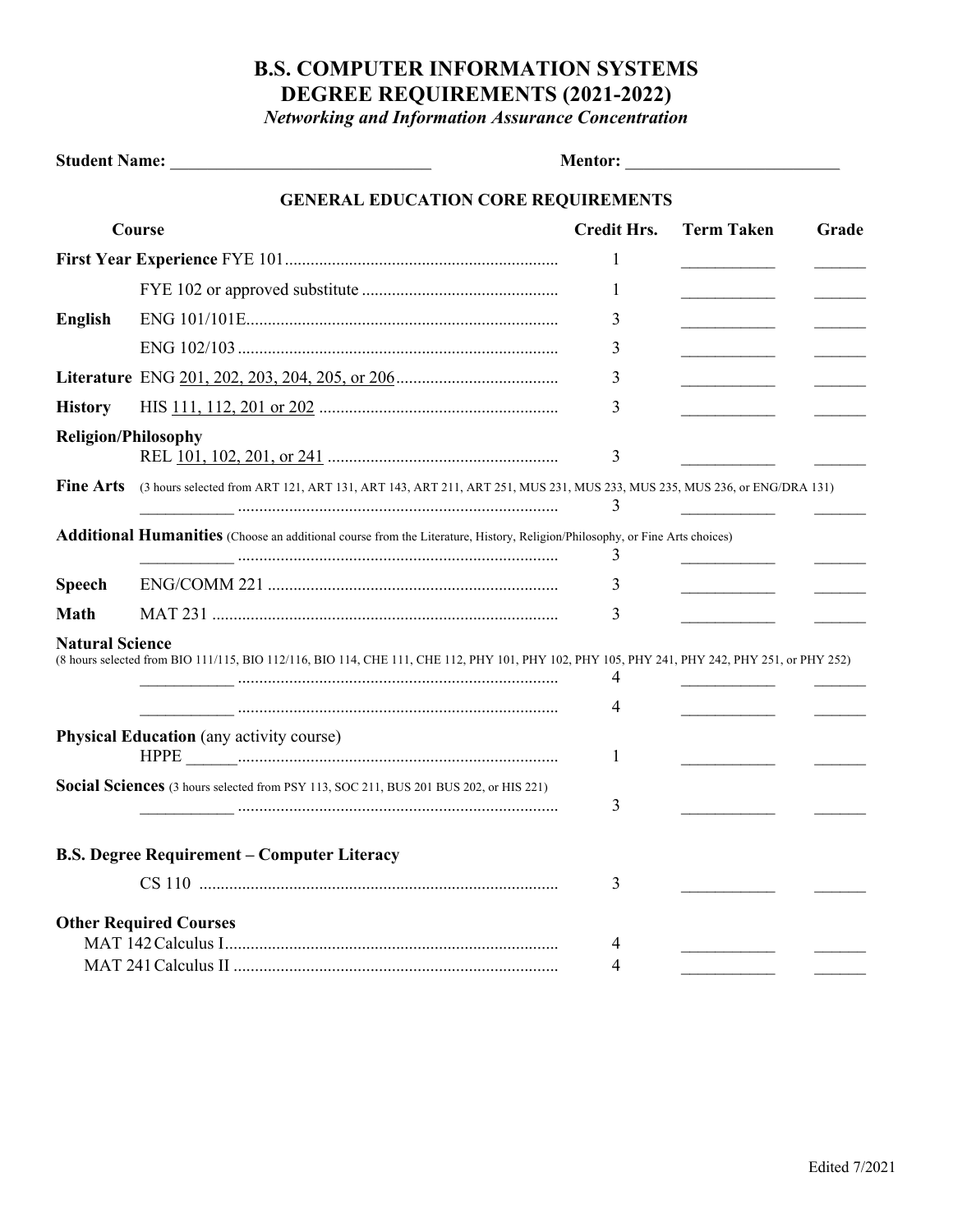# B.S. COMPUTER INFORMATION SYSTEMS
# DEGREE REQUIREMENTS (2021-2022)

*Networking and Information Assurance Concentration*

**Student Name:** ______________________________ **Mentor:** ________________________

## GENERAL EDUCATION CORE REQUIREMENTS

| Course | | Credit Hrs. | Term Taken | Grade |
|---|---|---|---|---|
| **First Year Experience** | FYE 101 | 1 | ___________ | ______ |
| | FYE 102 or approved substitute | 1 | ___________ | ______ |
| **English** | ENG 101/101E | 3 | ___________ | ______ |
| | ENG 102/103 | 3 | ___________ | ______ |
| **Literature** | ENG 201, 202, 203, 204, 205, or 206 | 3 | ___________ | ______ |
| **History** | HIS 111, 112, 201 or 202 | 3 | ___________ | ______ |
| **Religion/Philosophy** | REL 101, 102, 201, or 241 | 3 | ___________ | ______ |
| **Fine Arts** (3 hours selected from ART 121, ART 131, ART 143, ART 211, ART 251, MUS 231, MUS 233, MUS 235, MUS 236, or ENG/DRA 131) | ___________ | 3 | ___________ | ______ |
| **Additional Humanities** (Choose an additional course from the Literature, History, Religion/Philosophy, or Fine Arts choices) | ___________ | 3 | ___________ | ______ |
| **Speech** | ENG/COMM 221 | 3 | ___________ | ______ |
| **Math** | MAT 231 | 3 | ___________ | ______ |
| **Natural Science** (8 hours selected from BIO 111/115, BIO 112/116, BIO 114, CHE 111, CHE 112, PHY 101, PHY 102, PHY 105, PHY 241, PHY 242, PHY 251, or PHY 252) | ___________ | 4 | ___________ | ______ |
| | ___________ | 4 | ___________ | ______ |
| **Physical Education** (any activity course) | HPPE ______ | 1 | ___________ | ______ |
| **Social Sciences** (3 hours selected from PSY 113, SOC 211, BUS 201 BUS 202, or HIS 221) | ___________ | 3 | ___________ | ______ |

### B.S. Degree Requirement – Computer Literacy

| Course | Credit Hrs. | Term Taken | Grade |
|---|---|---|---|
| CS 110 | 3 | ___________ | ______ |

### Other Required Courses

| Course | Credit Hrs. | Term Taken | Grade |
|---|---|---|---|
| MAT 142 Calculus I | 4 | ___________ | ______ |
| MAT 241 Calculus II | 4 | ___________ | ______ |

Edited 7/2021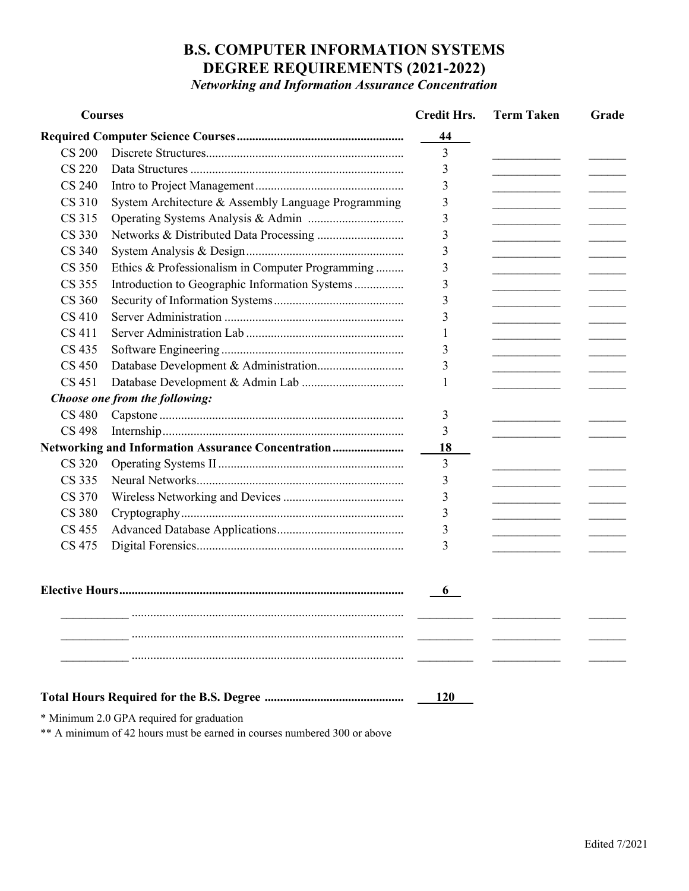# B.S. COMPUTER INFORMATION SYSTEMS
# DEGREE REQUIREMENTS (2021-2022)

***Networking and Information Assurance Concentration***

| Courses | | Credit Hrs. | Term Taken | Grade |
|---|---|---|---|---|
| **Required Computer Science Courses** | | **44** | | |
| CS 200 | Discrete Structures | 3 | | |
| CS 220 | Data Structures | 3 | | |
| CS 240 | Intro to Project Management | 3 | | |
| CS 310 | System Architecture & Assembly Language Programming | 3 | | |
| CS 315 | Operating Systems Analysis & Admin | 3 | | |
| CS 330 | Networks & Distributed Data Processing | 3 | | |
| CS 340 | System Analysis & Design | 3 | | |
| CS 350 | Ethics & Professionalism in Computer Programming | 3 | | |
| CS 355 | Introduction to Geographic Information Systems | 3 | | |
| CS 360 | Security of Information Systems | 3 | | |
| CS 410 | Server Administration | 3 | | |
| CS 411 | Server Administration Lab | 1 | | |
| CS 435 | Software Engineering | 3 | | |
| CS 450 | Database Development & Administration | 3 | | |
| CS 451 | Database Development & Admin Lab | 1 | | |
| ***Choose one from the following:*** | | | | |
| CS 480 | Capstone | 3 | | |
| CS 498 | Internship | 3 | | |
| **Networking and Information Assurance Concentration** | | **18** | | |
| CS 320 | Operating Systems II | 3 | | |
| CS 335 | Neural Networks | 3 | | |
| CS 370 | Wireless Networking and Devices | 3 | | |
| CS 380 | Cryptography | 3 | | |
| CS 455 | Advanced Database Applications | 3 | | |
| CS 475 | Digital Forensics | 3 | | |
| **Elective Hours** | | **6** | | |
| | | | | |
| | | | | |
| | | | | |
| **Total Hours Required for the B.S. Degree** | | **120** | | |

\* Minimum 2.0 GPA required for graduation

\*\* A minimum of 42 hours must be earned in courses numbered 300 or above

Edited 7/2021